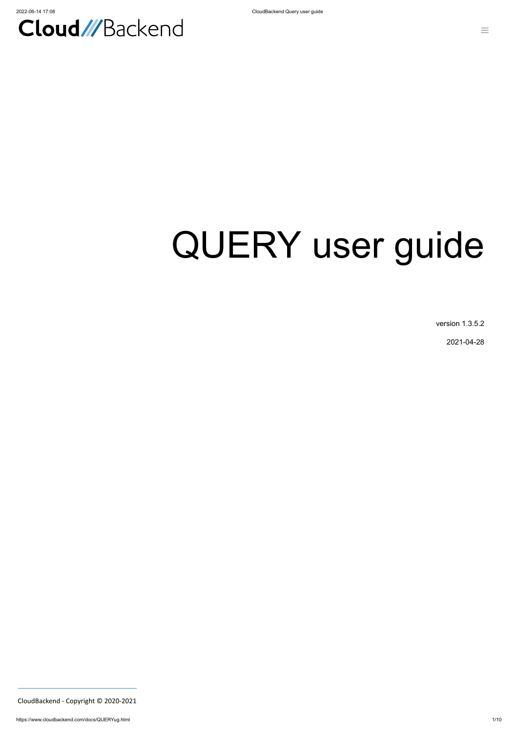# QUERY user guide

version 1.3.5.2

2021-04-28

CloudBackend - Copyright © 2020-2021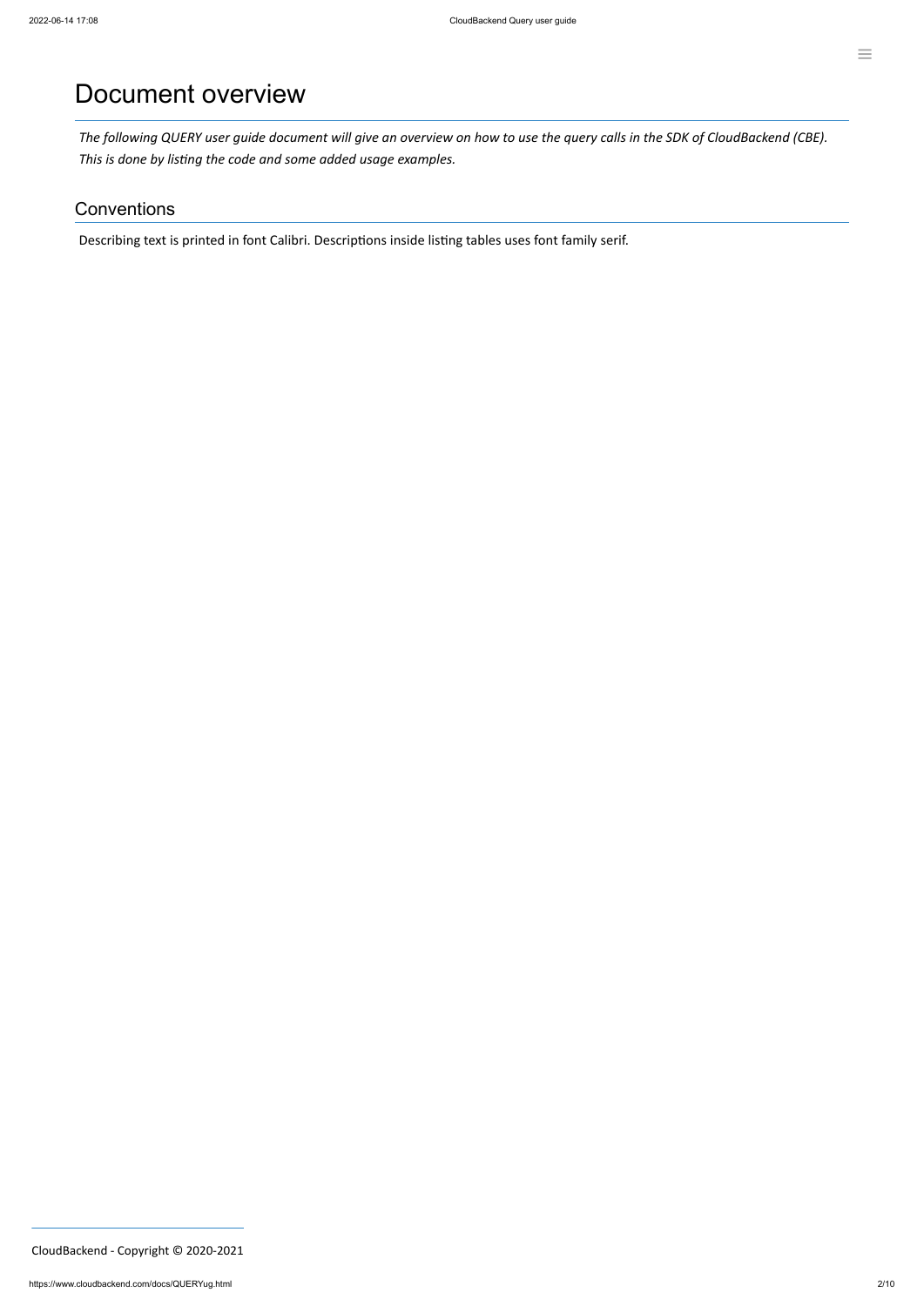# Document overview

*The following QUERY user guide document will give an overview on how to use the query calls in the SDK of CloudBackend (CBE). This is done by listing the code and some added usage examples.*

## Conventions

Describing text is printed in font Calibri. Descriptions inside listing tables uses font family serif.

CloudBackend - Copyright © 2020-2021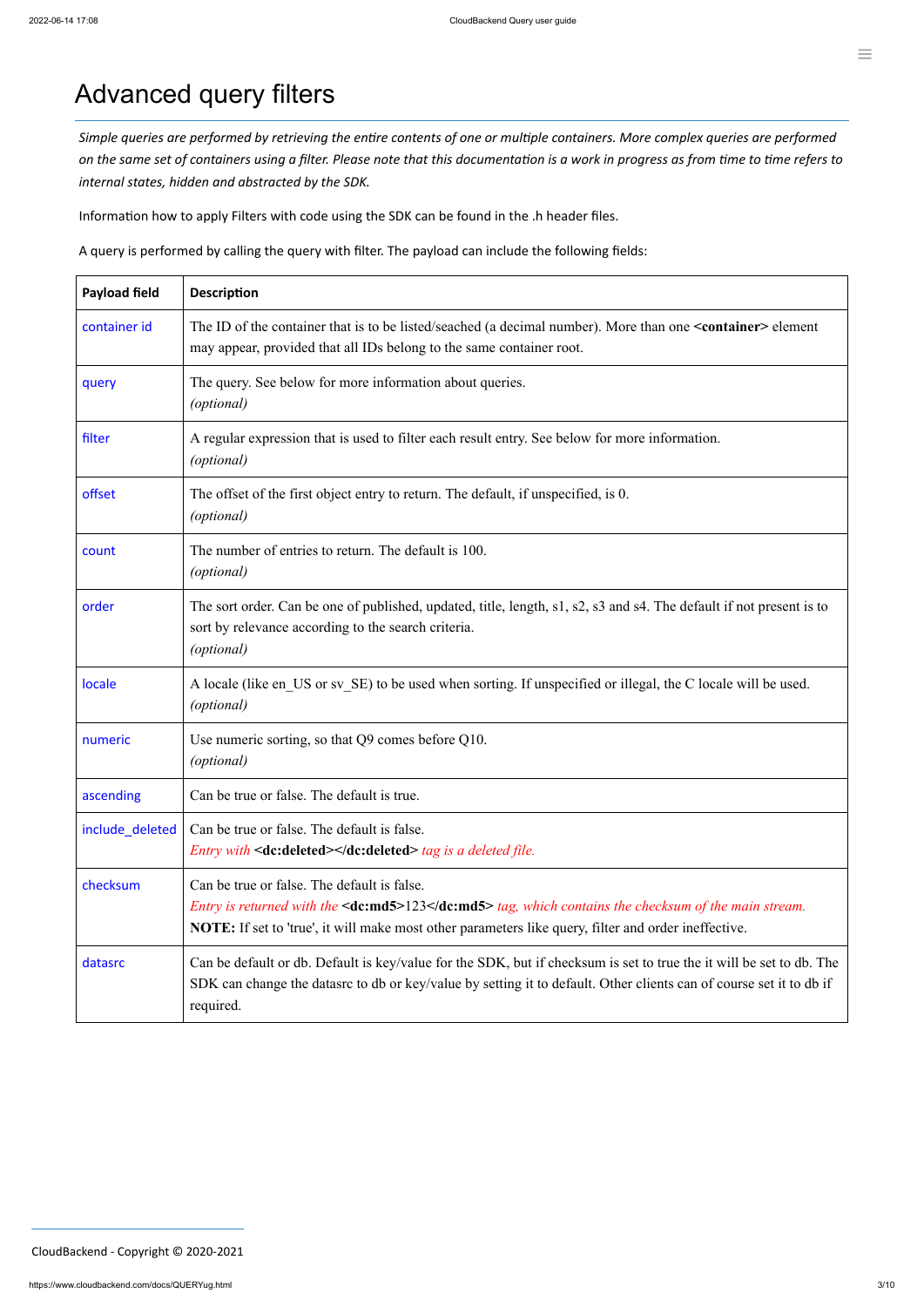# Advanced query filters

*Simple queries are performed by retrieving the entire contents of one or multiple containers. More complex queries are performed on the same set of containers using a filter. Please note that this documentation is a work in progress as from time to time refers to internal states, hidden and abstracted by the SDK.*

Information how to apply Filters with code using the SDK can be found in the .h header files.

A query is performed by calling the query with filter. The payload can include the following fields:

| Payload field | Description |
|---|---|
| container id | The ID of the container that is to be listed/seached (a decimal number). More than one **<container>** element may appear, provided that all IDs belong to the same container root. |
| query | The query. See below for more information about queries.<br>*(optional)* |
| filter | A regular expression that is used to filter each result entry. See below for more information.<br>*(optional)* |
| offset | The offset of the first object entry to return. The default, if unspecified, is 0.<br>*(optional)* |
| count | The number of entries to return. The default is 100.<br>*(optional)* |
| order | The sort order. Can be one of published, updated, title, length, s1, s2, s3 and s4. The default if not present is to sort by relevance according to the search criteria.<br>*(optional)* |
| locale | A locale (like en_US or sv_SE) to be used when sorting. If unspecified or illegal, the C locale will be used.<br>*(optional)* |
| numeric | Use numeric sorting, so that Q9 comes before Q10.<br>*(optional)* |
| ascending | Can be true or false. The default is true. |
| include_deleted | Can be true or false. The default is false.<br>*Entry with* **<dc:deleted></dc:deleted>** *tag is a deleted file.* |
| checksum | Can be true or false. The default is false.<br>*Entry is returned with the* **<dc:md5>**123**</dc:md5>** *tag, which contains the checksum of the main stream.*<br>**NOTE:** If set to 'true', it will make most other parameters like query, filter and order ineffective. |
| datasrc | Can be default or db. Default is key/value for the SDK, but if checksum is set to true the it will be set to db. The SDK can change the datasrc to db or key/value by setting it to default. Other clients can of course set it to db if required. |

CloudBackend - Copyright © 2020-2021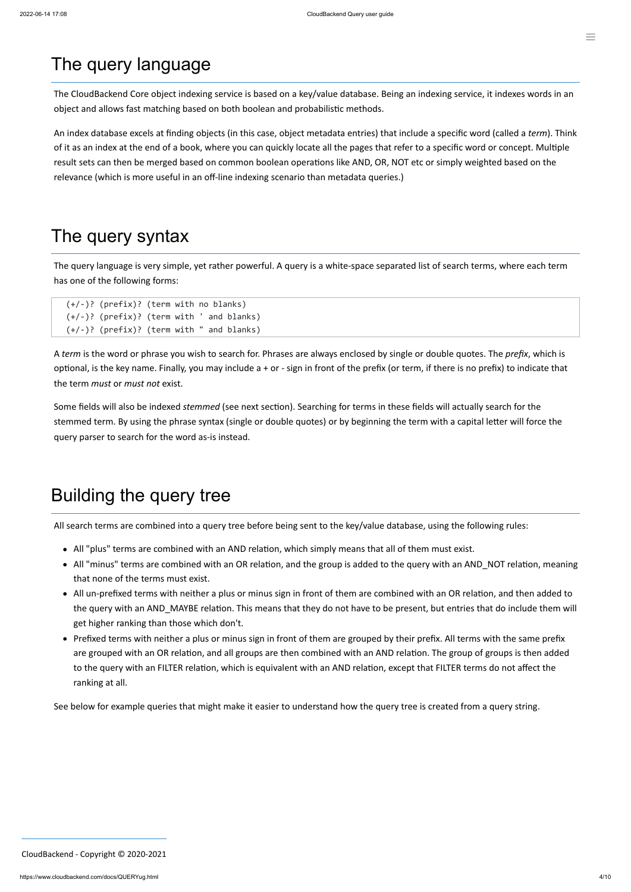# The query language

The CloudBackend Core object indexing service is based on a key/value database. Being an indexing service, it indexes words in an object and allows fast matching based on both boolean and probabilistic methods.

An index database excels at finding objects (in this case, object metadata entries) that include a specific word (called a *term*). Think of it as an index at the end of a book, where you can quickly locate all the pages that refer to a specific word or concept. Multiple result sets can then be merged based on common boolean operations like AND, OR, NOT etc or simply weighted based on the relevance (which is more useful in an off-line indexing scenario than metadata queries.)

# The query syntax

The query language is very simple, yet rather powerful. A query is a white-space separated list of search terms, where each term has one of the following forms:

```
(+/-)? (prefix)? (term with no blanks)
(+/-)? (prefix)? (term with ' and blanks)
(+/-)? (prefix)? (term with " and blanks)
```

A *term* is the word or phrase you wish to search for. Phrases are always enclosed by single or double quotes. The *prefix*, which is optional, is the key name. Finally, you may include a + or - sign in front of the prefix (or term, if there is no prefix) to indicate that the term *must* or *must not* exist.

Some fields will also be indexed *stemmed* (see next section). Searching for terms in these fields will actually search for the stemmed term. By using the phrase syntax (single or double quotes) or by beginning the term with a capital letter will force the query parser to search for the word as-is instead.

# Building the query tree

All search terms are combined into a query tree before being sent to the key/value database, using the following rules:

- All "plus" terms are combined with an AND relation, which simply means that all of them must exist.
- All "minus" terms are combined with an OR relation, and the group is added to the query with an AND_NOT relation, meaning that none of the terms must exist.
- All un-prefixed terms with neither a plus or minus sign in front of them are combined with an OR relation, and then added to the query with an AND_MAYBE relation. This means that they do not have to be present, but entries that do include them will get higher ranking than those which don't.
- Prefixed terms with neither a plus or minus sign in front of them are grouped by their prefix. All terms with the same prefix are grouped with an OR relation, and all groups are then combined with an AND relation. The group of groups is then added to the query with an FILTER relation, which is equivalent with an AND relation, except that FILTER terms do not affect the ranking at all.

See below for example queries that might make it easier to understand how the query tree is created from a query string.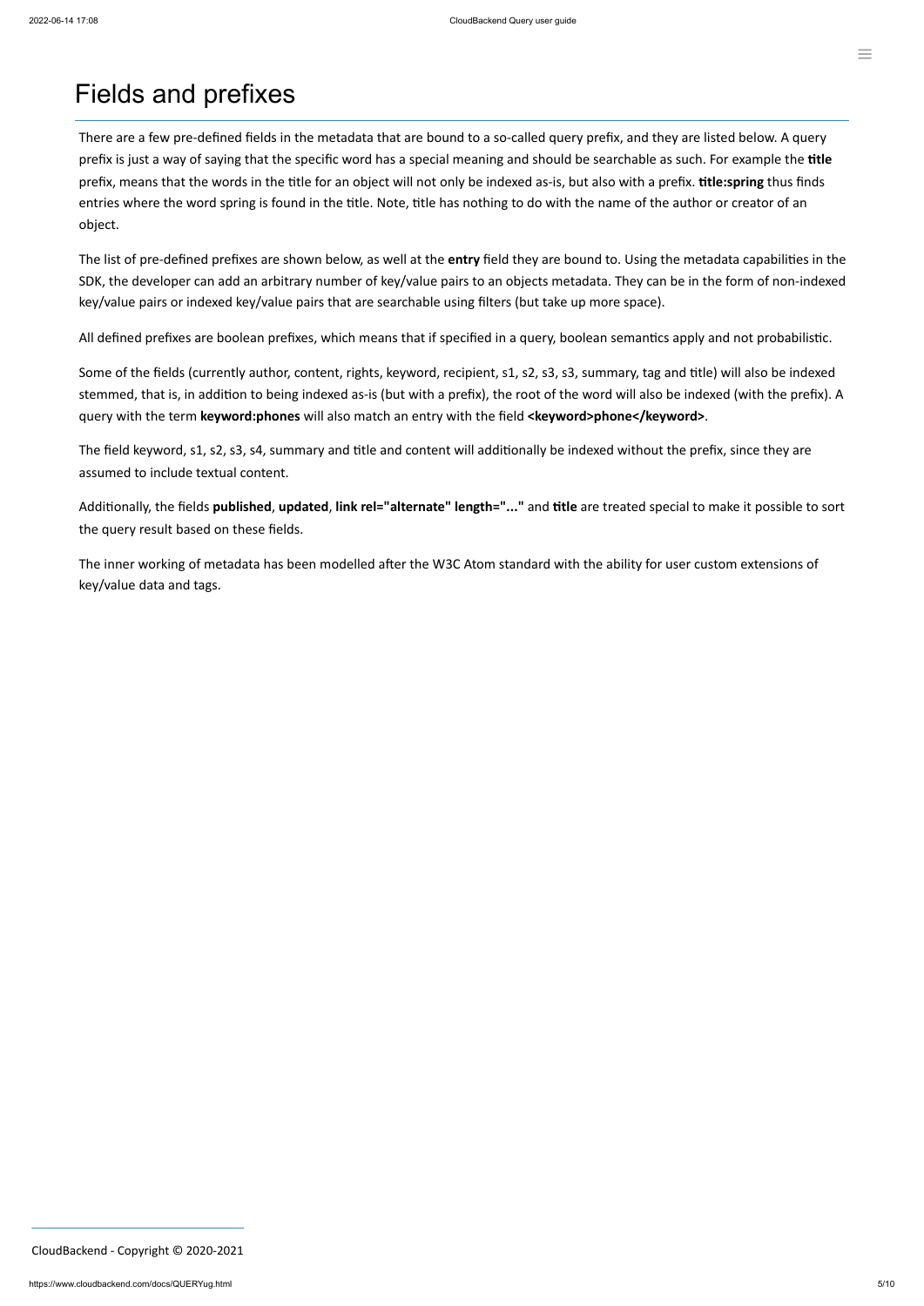# Fields and prefixes

There are a few pre-defined fields in the metadata that are bound to a so-called query prefix, and they are listed below. A query prefix is just a way of saying that the specific word has a special meaning and should be searchable as such. For example the **title** prefix, means that the words in the title for an object will not only be indexed as-is, but also with a prefix. **title:spring** thus finds entries where the word spring is found in the title. Note, title has nothing to do with the name of the author or creator of an object.

The list of pre-defined prefixes are shown below, as well at the **entry** field they are bound to. Using the metadata capabilities in the SDK, the developer can add an arbitrary number of key/value pairs to an objects metadata. They can be in the form of non-indexed key/value pairs or indexed key/value pairs that are searchable using filters (but take up more space).

All defined prefixes are boolean prefixes, which means that if specified in a query, boolean semantics apply and not probabilistic.

Some of the fields (currently author, content, rights, keyword, recipient, s1, s2, s3, s3, summary, tag and title) will also be indexed stemmed, that is, in addition to being indexed as-is (but with a prefix), the root of the word will also be indexed (with the prefix). A query with the term **keyword:phones** will also match an entry with the field **<keyword>phone</keyword>**.

The field keyword, s1, s2, s3, s4, summary and title and content will additionally be indexed without the prefix, since they are assumed to include textual content.

Additionally, the fields **published**, **updated**, **link rel="alternate" length="..."** and **title** are treated special to make it possible to sort the query result based on these fields.

The inner working of metadata has been modelled after the W3C Atom standard with the ability for user custom extensions of key/value data and tags.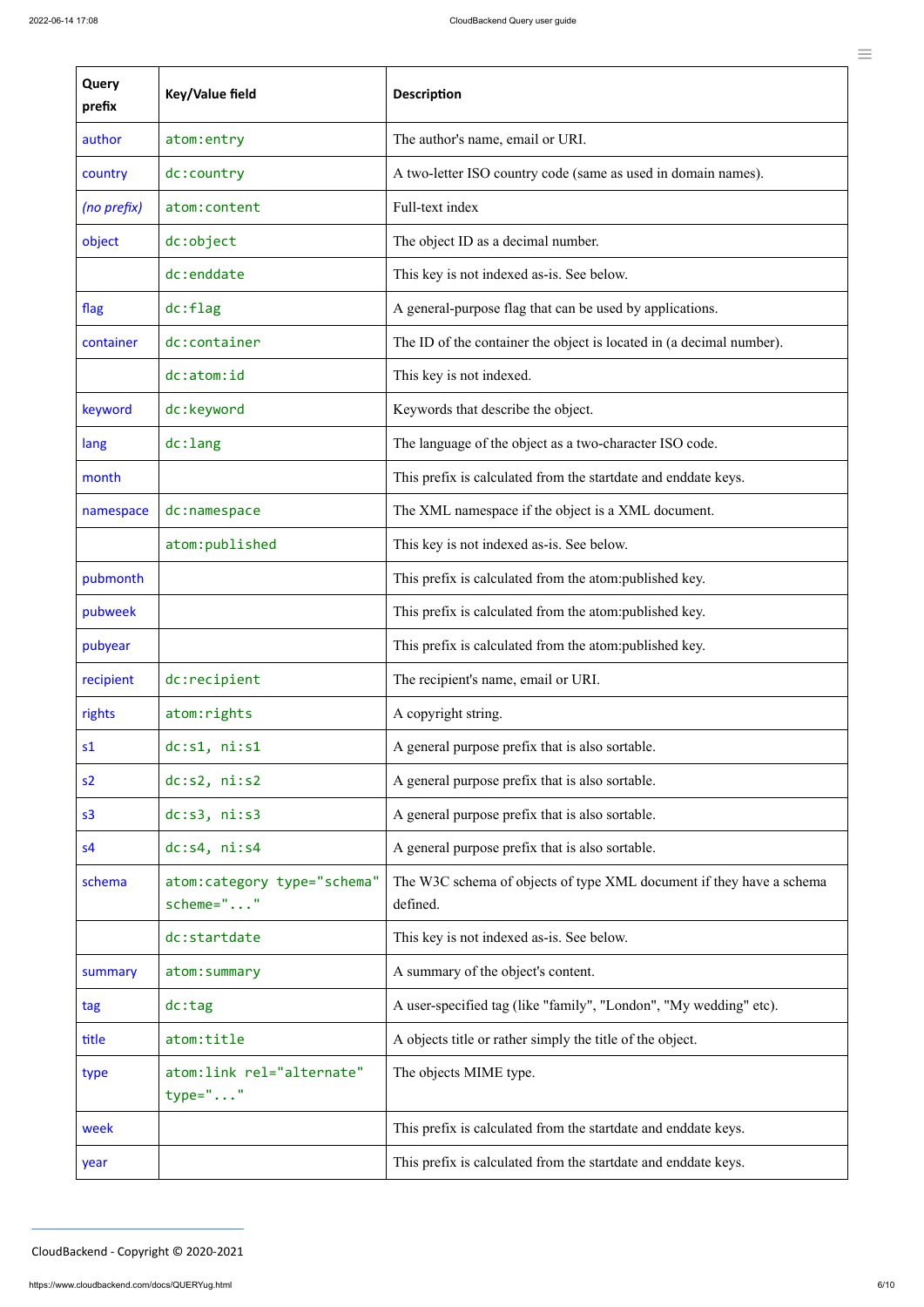| Query prefix | Key/Value field | Description |
| --- | --- | --- |
| author | `atom:entry` | The author's name, email or URI. |
| country | `dc:country` | A two-letter ISO country code (same as used in domain names). |
| *(no prefix)* | `atom:content` | Full-text index |
| object | `dc:object` | The object ID as a decimal number. |
| | `dc:enddate` | This key is not indexed as-is. See below. |
| flag | `dc:flag` | A general-purpose flag that can be used by applications. |
| container | `dc:container` | The ID of the container the object is located in (a decimal number). |
| | `dc:atom:id` | This key is not indexed. |
| keyword | `dc:keyword` | Keywords that describe the object. |
| lang | `dc:lang` | The language of the object as a two-character ISO code. |
| month | | This prefix is calculated from the startdate and enddate keys. |
| namespace | `dc:namespace` | The XML namespace if the object is a XML document. |
| | `atom:published` | This key is not indexed as-is. See below. |
| pubmonth | | This prefix is calculated from the atom:published key. |
| pubweek | | This prefix is calculated from the atom:published key. |
| pubyear | | This prefix is calculated from the atom:published key. |
| recipient | `dc:recipient` | The recipient's name, email or URI. |
| rights | `atom:rights` | A copyright string. |
| s1 | `dc:s1, ni:s1` | A general purpose prefix that is also sortable. |
| s2 | `dc:s2, ni:s2` | A general purpose prefix that is also sortable. |
| s3 | `dc:s3, ni:s3` | A general purpose prefix that is also sortable. |
| s4 | `dc:s4, ni:s4` | A general purpose prefix that is also sortable. |
| schema | `atom:category type="schema" scheme="..."` | The W3C schema of objects of type XML document if they have a schema defined. |
| | `dc:startdate` | This key is not indexed as-is. See below. |
| summary | `atom:summary` | A summary of the object's content. |
| tag | `dc:tag` | A user-specified tag (like "family", "London", "My wedding" etc). |
| title | `atom:title` | A objects title or rather simply the title of the object. |
| type | `atom:link rel="alternate" type="..."` | The objects MIME type. |
| week | | This prefix is calculated from the startdate and enddate keys. |
| year | | This prefix is calculated from the startdate and enddate keys. |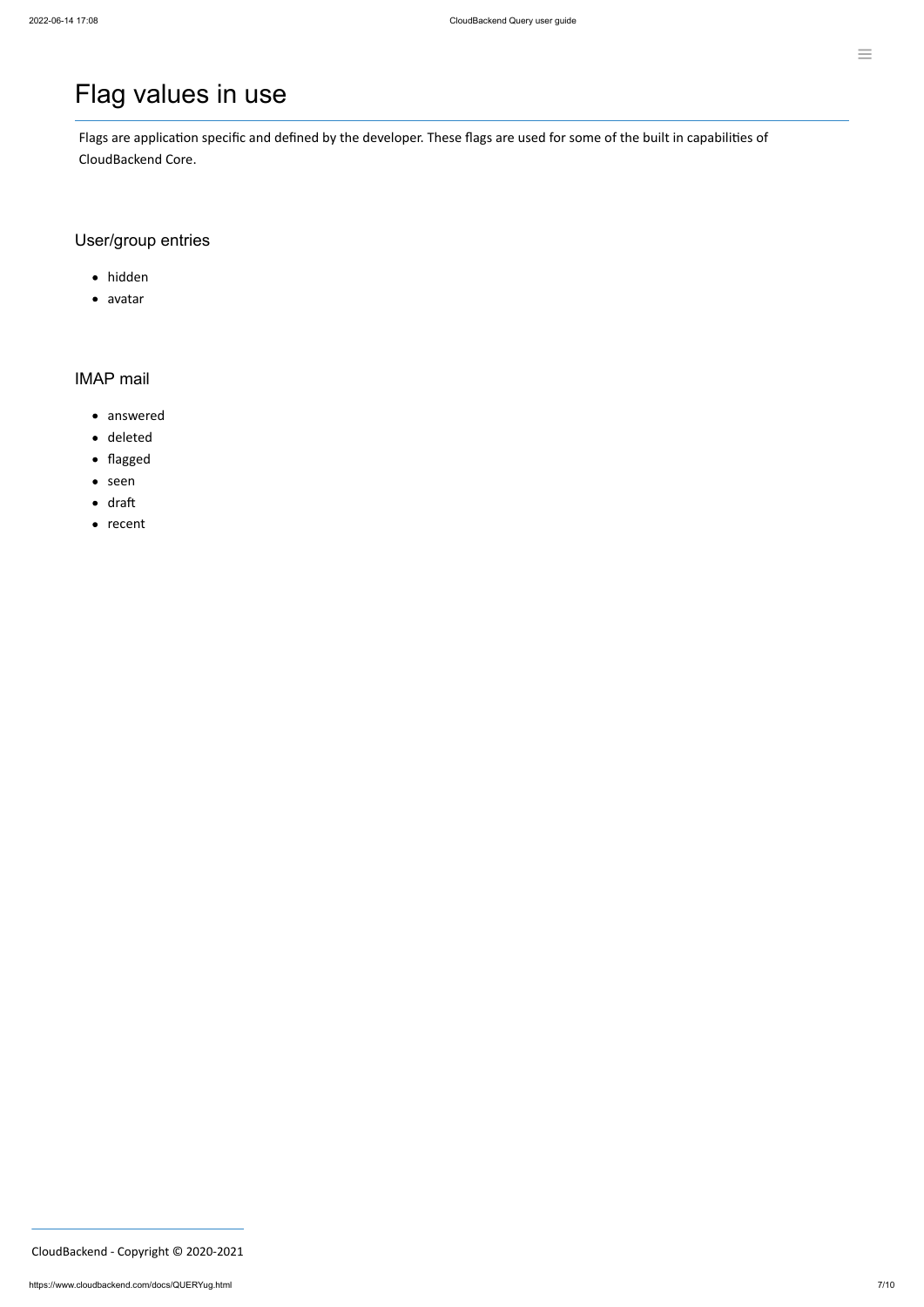# Flag values in use

Flags are application specific and defined by the developer. These flags are used for some of the built in capabilities of CloudBackend Core.

## User/group entries

- hidden
- avatar

## IMAP mail

- answered
- deleted
- flagged
- seen
- draft
- recent

CloudBackend - Copyright © 2020-2021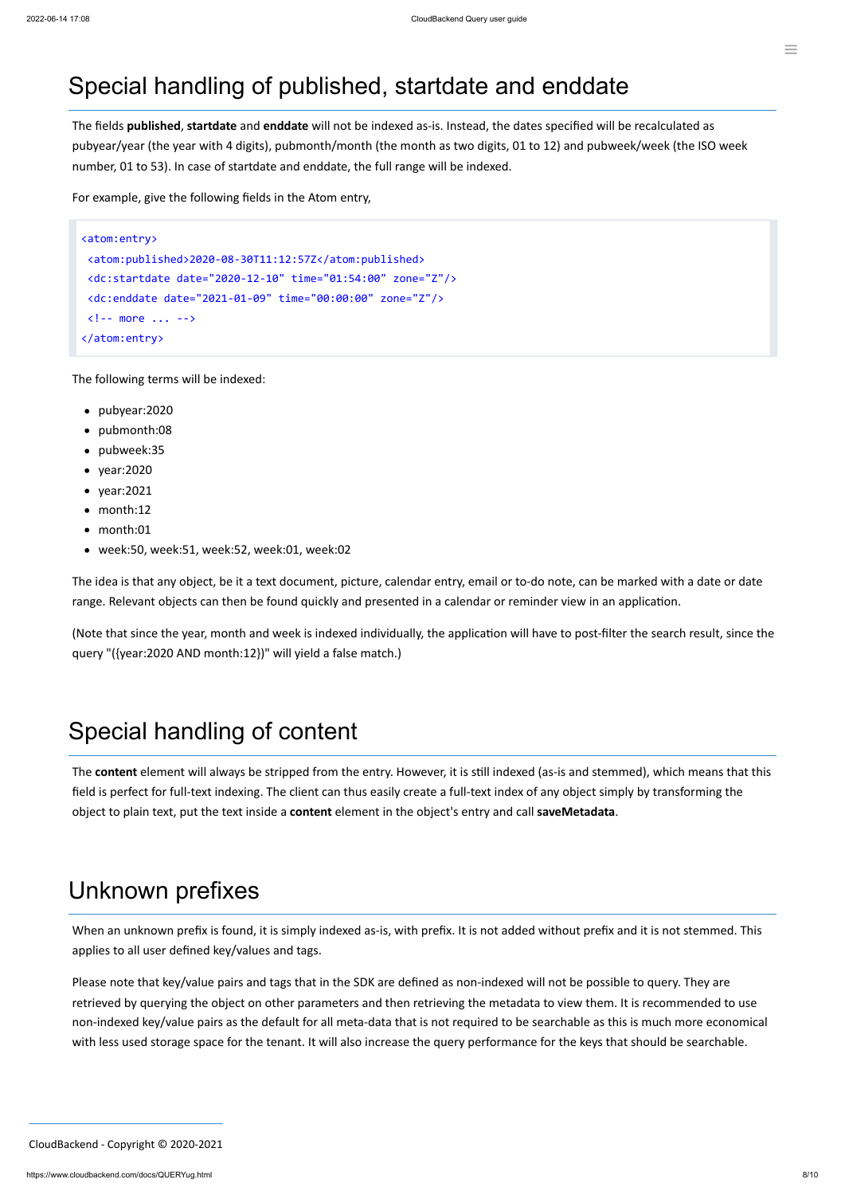# Special handling of published, startdate and enddate

The fields **published**, **startdate** and **enddate** will not be indexed as-is. Instead, the dates specified will be recalculated as pubyear/year (the year with 4 digits), pubmonth/month (the month as two digits, 01 to 12) and pubweek/week (the ISO week number, 01 to 53). In case of startdate and enddate, the full range will be indexed.

For example, give the following fields in the Atom entry,

```
<atom:entry>
 <atom:published>2020-08-30T11:12:57Z</atom:published>
 <dc:startdate date="2020-12-10" time="01:54:00" zone="Z"/>
 <dc:enddate date="2021-01-09" time="00:00:00" zone="Z"/>
 <!-- more ... -->
</atom:entry>
```

The following terms will be indexed:

- pubyear:2020
- pubmonth:08
- pubweek:35
- year:2020
- year:2021
- month:12
- month:01
- week:50, week:51, week:52, week:01, week:02

The idea is that any object, be it a text document, picture, calendar entry, email or to-do note, can be marked with a date or date range. Relevant objects can then be found quickly and presented in a calendar or reminder view in an application.

(Note that since the year, month and week is indexed individually, the application will have to post-filter the search result, since the query "({year:2020 AND month:12})" will yield a false match.)

# Special handling of content

The **content** element will always be stripped from the entry. However, it is still indexed (as-is and stemmed), which means that this field is perfect for full-text indexing. The client can thus easily create a full-text index of any object simply by transforming the object to plain text, put the text inside a **content** element in the object's entry and call **saveMetadata**.

# Unknown prefixes

When an unknown prefix is found, it is simply indexed as-is, with prefix. It is not added without prefix and it is not stemmed. This applies to all user defined key/values and tags.

Please note that key/value pairs and tags that in the SDK are defined as non-indexed will not be possible to query. They are retrieved by querying the object on other parameters and then retrieving the metadata to view them. It is recommended to use non-indexed key/value pairs as the default for all meta-data that is not required to be searchable as this is much more economical with less used storage space for the tenant. It will also increase the query performance for the keys that should be searchable.

CloudBackend - Copyright © 2020-2021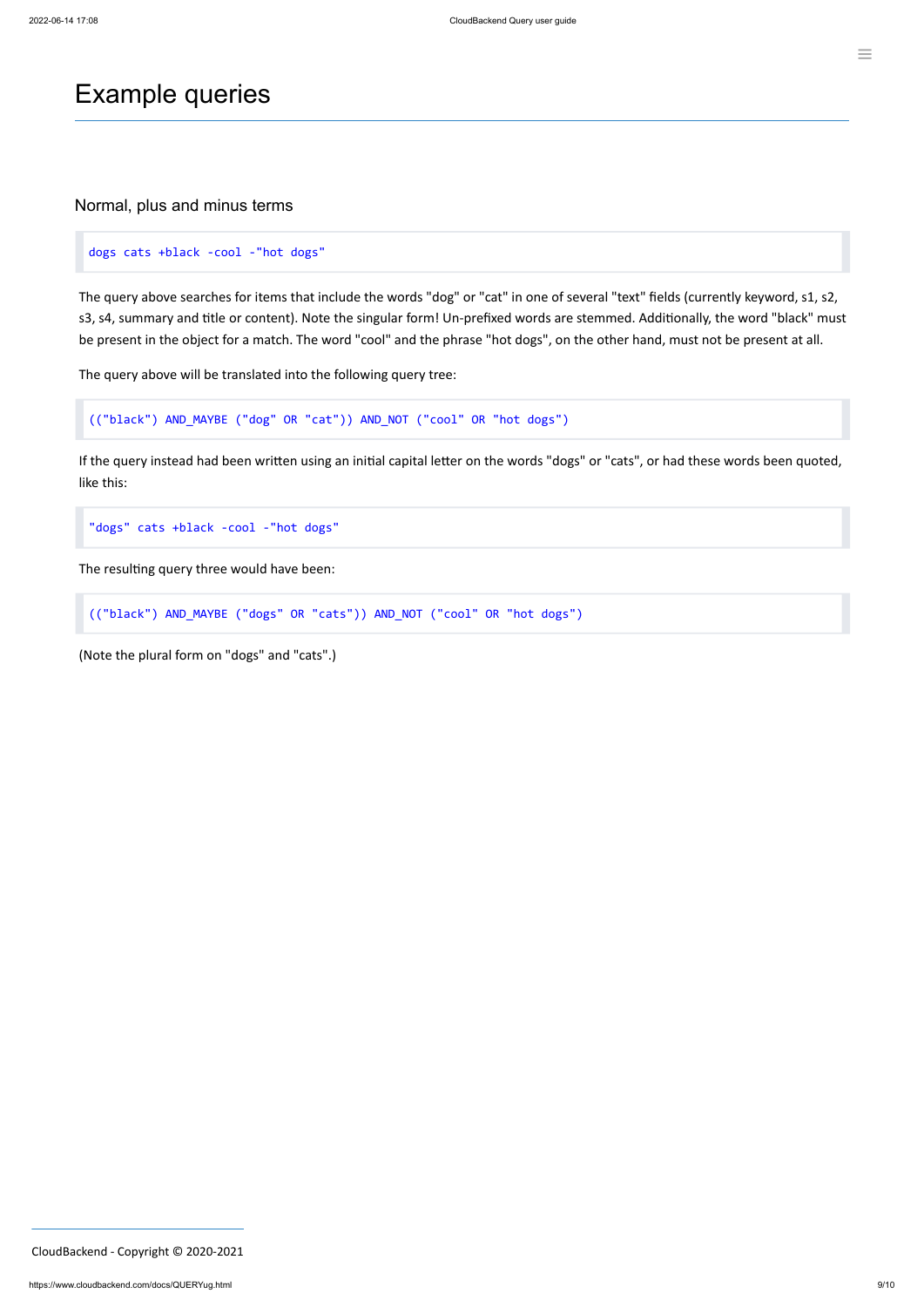# Example queries

## Normal, plus and minus terms

```
dogs cats +black -cool -"hot dogs"
```

The query above searches for items that include the words "dog" or "cat" in one of several "text" fields (currently keyword, s1, s2, s3, s4, summary and title or content). Note the singular form! Un-prefixed words are stemmed. Additionally, the word "black" must be present in the object for a match. The word "cool" and the phrase "hot dogs", on the other hand, must not be present at all.

The query above will be translated into the following query tree:

```
(("black") AND_MAYBE ("dog" OR "cat")) AND_NOT ("cool" OR "hot dogs")
```

If the query instead had been written using an initial capital letter on the words "dogs" or "cats", or had these words been quoted, like this:

```
"dogs" cats +black -cool -"hot dogs"
```

The resulting query three would have been:

```
(("black") AND_MAYBE ("dogs" OR "cats")) AND_NOT ("cool" OR "hot dogs")
```

(Note the plural form on "dogs" and "cats".)

CloudBackend - Copyright © 2020-2021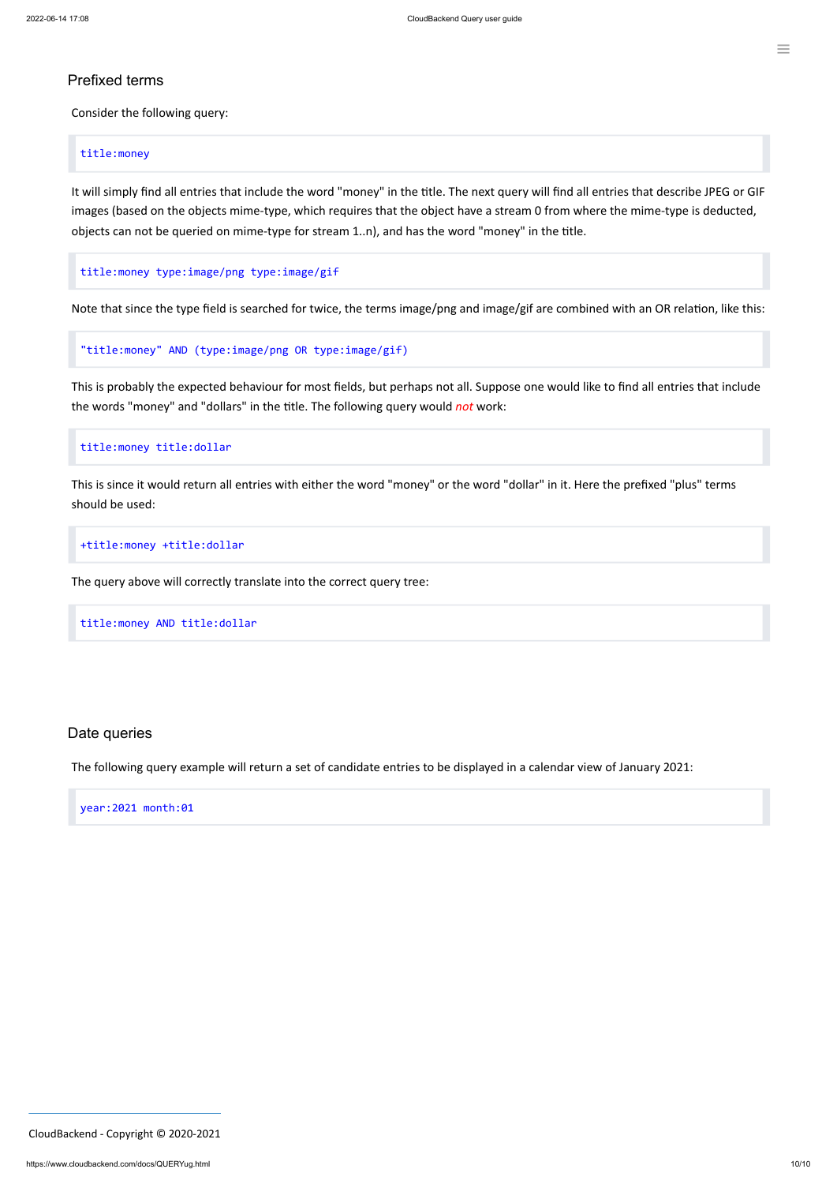## Prefixed terms

Consider the following query:

```
title:money
```

It will simply find all entries that include the word "money" in the title. The next query will find all entries that describe JPEG or GIF images (based on the objects mime-type, which requires that the object have a stream 0 from where the mime-type is deducted, objects can not be queried on mime-type for stream 1..n), and has the word "money" in the title.

```
title:money type:image/png type:image/gif
```

Note that since the type field is searched for twice, the terms image/png and image/gif are combined with an OR relation, like this:

```
"title:money" AND (type:image/png OR type:image/gif)
```

This is probably the expected behaviour for most fields, but perhaps not all. Suppose one would like to find all entries that include the words "money" and "dollars" in the title. The following query would *not* work:

```
title:money title:dollar
```

This is since it would return all entries with either the word "money" or the word "dollar" in it. Here the prefixed "plus" terms should be used:

```
+title:money +title:dollar
```

The query above will correctly translate into the correct query tree:

```
title:money AND title:dollar
```

## Date queries

The following query example will return a set of candidate entries to be displayed in a calendar view of January 2021:

```
year:2021 month:01
```

CloudBackend - Copyright © 2020-2021